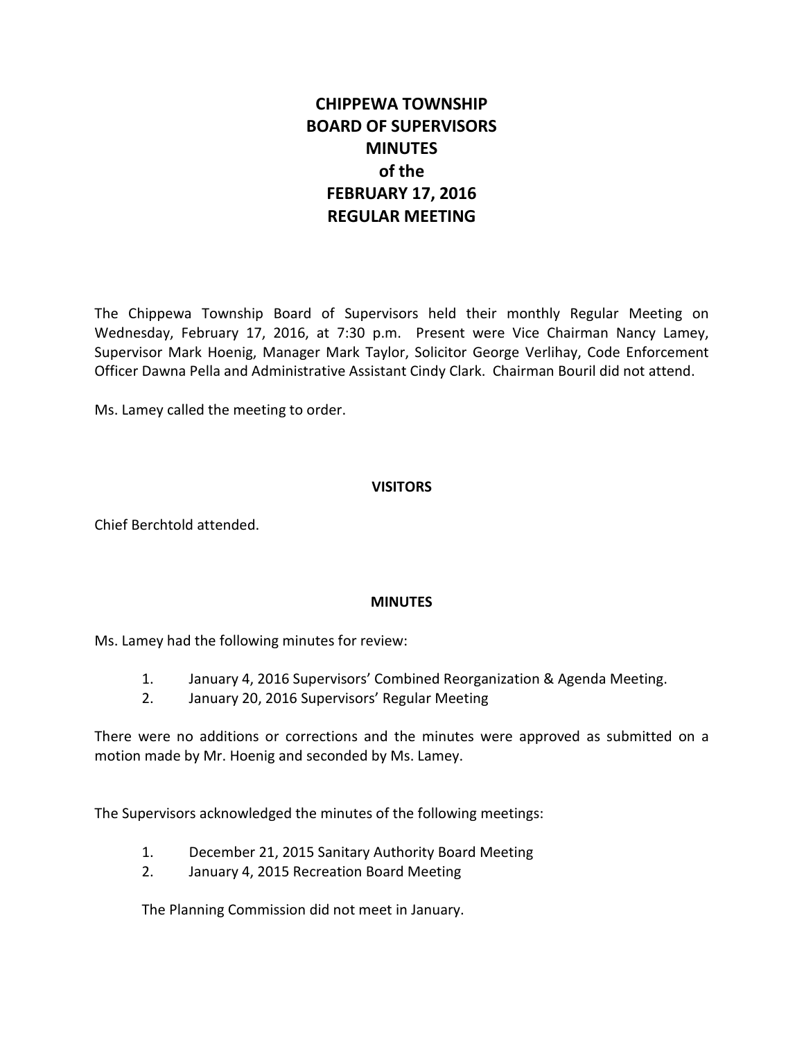# CHIPPEWA TOWNSHIP
# BOARD OF SUPERVISORS
# MINUTES
# of the
# FEBRUARY 17, 2016
# REGULAR MEETING

The Chippewa Township Board of Supervisors held their monthly Regular Meeting on Wednesday, February 17, 2016, at 7:30 p.m. Present were Vice Chairman Nancy Lamey, Supervisor Mark Hoenig, Manager Mark Taylor, Solicitor George Verlihay, Code Enforcement Officer Dawna Pella and Administrative Assistant Cindy Clark. Chairman Bouril did not attend.

Ms. Lamey called the meeting to order.

## VISITORS

Chief Berchtold attended.

## MINUTES

Ms. Lamey had the following minutes for review:

1. January 4, 2016 Supervisors' Combined Reorganization & Agenda Meeting.
2. January 20, 2016 Supervisors' Regular Meeting

There were no additions or corrections and the minutes were approved as submitted on a motion made by Mr. Hoenig and seconded by Ms. Lamey.

The Supervisors acknowledged the minutes of the following meetings:

1. December 21, 2015 Sanitary Authority Board Meeting
2. January 4, 2015 Recreation Board Meeting

The Planning Commission did not meet in January.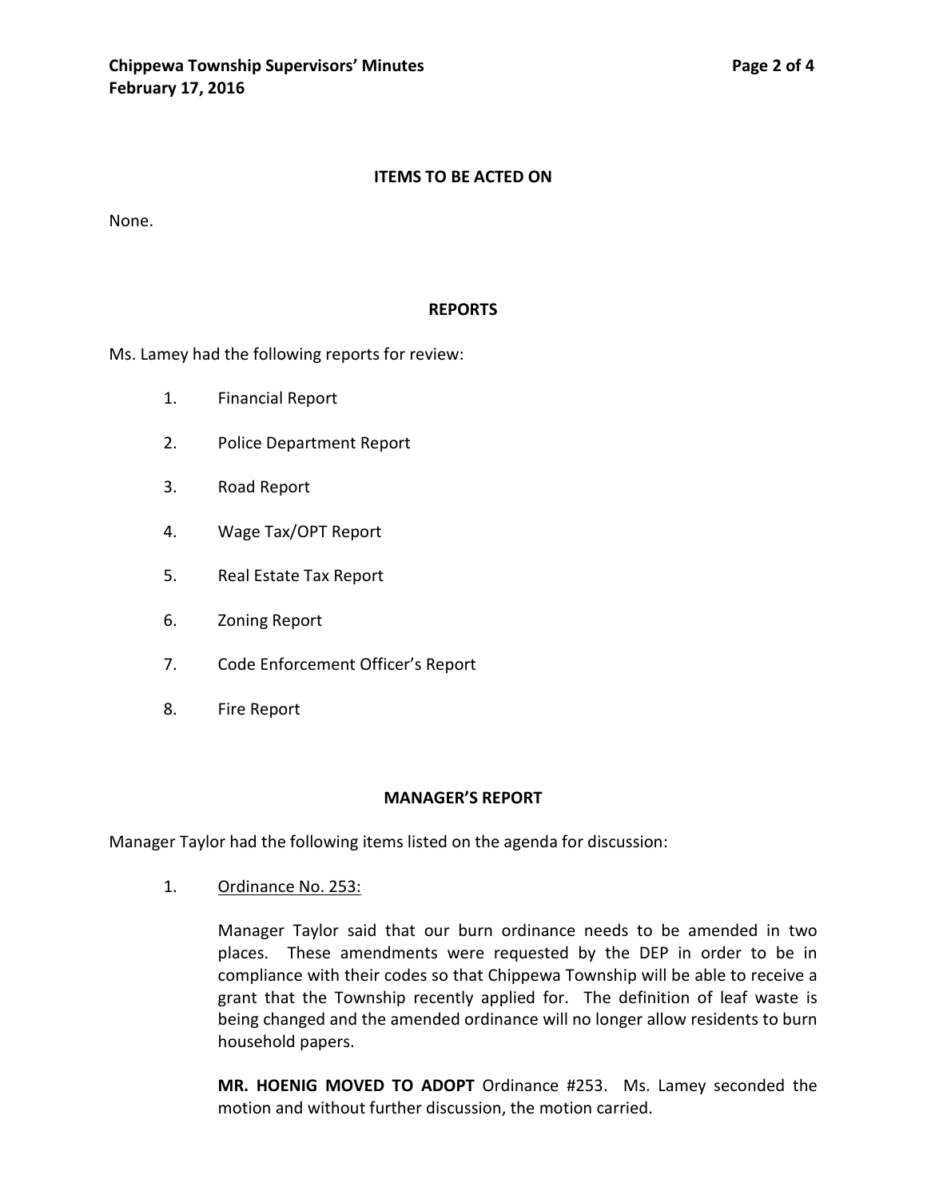## ITEMS TO BE ACTED ON

None.

## REPORTS

Ms. Lamey had the following reports for review:

1. Financial Report
2. Police Department Report
3. Road Report
4. Wage Tax/OPT Report
5. Real Estate Tax Report
6. Zoning Report
7. Code Enforcement Officer's Report
8. Fire Report

## MANAGER'S REPORT

Manager Taylor had the following items listed on the agenda for discussion:

1. Ordinance No. 253:

   Manager Taylor said that our burn ordinance needs to be amended in two places. These amendments were requested by the DEP in order to be in compliance with their codes so that Chippewa Township will be able to receive a grant that the Township recently applied for. The definition of leaf waste is being changed and the amended ordinance will no longer allow residents to burn household papers.

   **MR. HOENIG MOVED TO ADOPT** Ordinance #253. Ms. Lamey seconded the motion and without further discussion, the motion carried.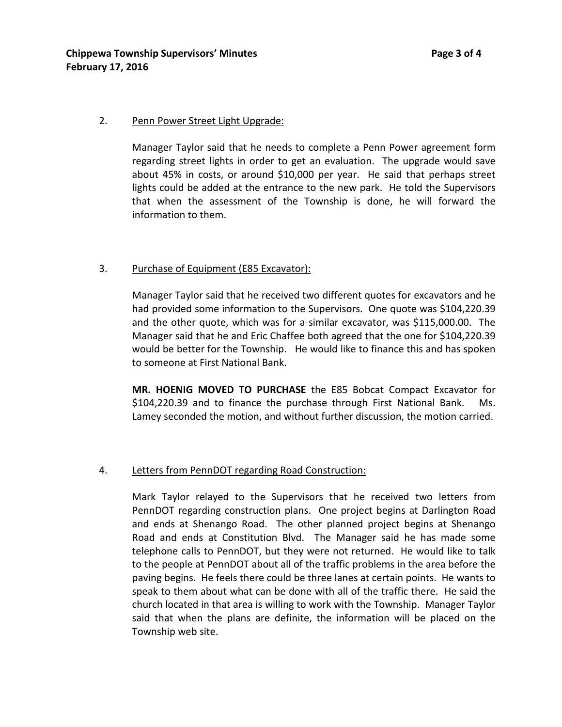2. <u>Penn Power Street Light Upgrade:</u>

Manager Taylor said that he needs to complete a Penn Power agreement form regarding street lights in order to get an evaluation. The upgrade would save about 45% in costs, or around $10,000 per year. He said that perhaps street lights could be added at the entrance to the new park. He told the Supervisors that when the assessment of the Township is done, he will forward the information to them.

3. <u>Purchase of Equipment (E85 Excavator):</u>

Manager Taylor said that he received two different quotes for excavators and he had provided some information to the Supervisors. One quote was $104,220.39 and the other quote, which was for a similar excavator, was $115,000.00. The Manager said that he and Eric Chaffee both agreed that the one for $104,220.39 would be better for the Township. He would like to finance this and has spoken to someone at First National Bank.

**MR. HOENIG MOVED TO PURCHASE** the E85 Bobcat Compact Excavator for $104,220.39 and to finance the purchase through First National Bank. Ms. Lamey seconded the motion, and without further discussion, the motion carried.

4. <u>Letters from PennDOT regarding Road Construction:</u>

Mark Taylor relayed to the Supervisors that he received two letters from PennDOT regarding construction plans. One project begins at Darlington Road and ends at Shenango Road. The other planned project begins at Shenango Road and ends at Constitution Blvd. The Manager said he has made some telephone calls to PennDOT, but they were not returned. He would like to talk to the people at PennDOT about all of the traffic problems in the area before the paving begins. He feels there could be three lanes at certain points. He wants to speak to them about what can be done with all of the traffic there. He said the church located in that area is willing to work with the Township. Manager Taylor said that when the plans are definite, the information will be placed on the Township web site.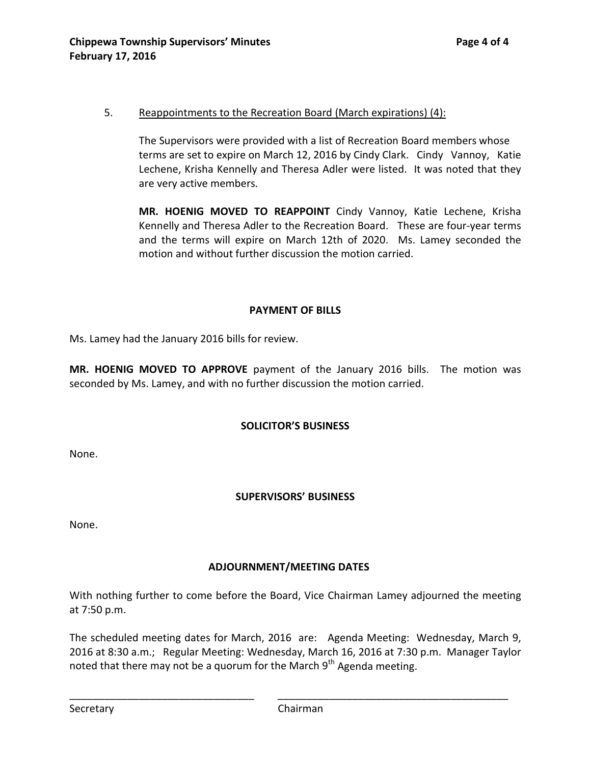5. Reappointments to the Recreation Board (March expirations) (4):

The Supervisors were provided with a list of Recreation Board members whose terms are set to expire on March 12, 2016 by Cindy Clark. Cindy Vannoy, Katie Lechene, Krisha Kennelly and Theresa Adler were listed. It was noted that they are very active members.

**MR. HOENIG MOVED TO REAPPOINT** Cindy Vannoy, Katie Lechene, Krisha Kennelly and Theresa Adler to the Recreation Board. These are four-year terms and the terms will expire on March 12th of 2020. Ms. Lamey seconded the motion and without further discussion the motion carried.

## PAYMENT OF BILLS

Ms. Lamey had the January 2016 bills for review.

**MR. HOENIG MOVED TO APPROVE** payment of the January 2016 bills. The motion was seconded by Ms. Lamey, and with no further discussion the motion carried.

## SOLICITOR'S BUSINESS

None.

## SUPERVISORS' BUSINESS

None.

## ADJOURNMENT/MEETING DATES

With nothing further to come before the Board, Vice Chairman Lamey adjourned the meeting at 7:50 p.m.

The scheduled meeting dates for March, 2016 are: Agenda Meeting: Wednesday, March 9, 2016 at 8:30 a.m.; Regular Meeting: Wednesday, March 16, 2016 at 7:30 p.m. Manager Taylor noted that there may not be a quorum for the March 9th Agenda meeting.

_________________________________ _________________________________________

Secretary Chairman